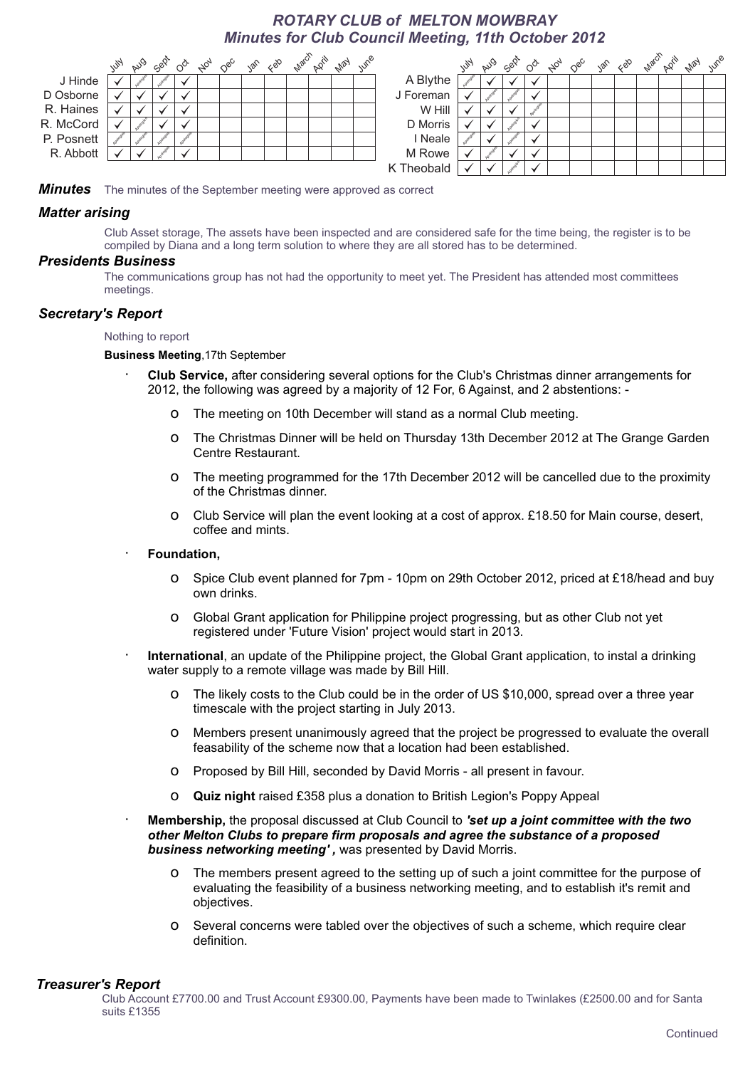# *ROTARY CLUB of MELTON MOWBRAY*
## *Minutes for Club Council Meeting, 11th October 2012*

| | July | Aug | Sept | Oct | Nov | Dec | Jan | Feb | March | April | May | June |
|---|---|---|---|---|---|---|---|---|---|---|---|---|
| J Hinde | ✓ | Apologies | Apologies | ✓ | | | | | | | | |
| D Osborne | ✓ | ✓ | ✓ | ✓ | | | | | | | | |
| R. Haines | ✓ | ✓ | ✓ | ✓ | | | | | | | | |
| R. McCord | ✓ | Apologies | ✓ | ✓ | | | | | | | | |
| P. Posnett | Apologies | Apologies | Apologies | Apologies | | | | | | | | |
| R. Abbott | ✓ | ✓ | Apologies | ✓ | | | | | | | | |

| | July | Aug | Sept | Oct | Nov | Dec | Jan | Feb | March | April | May | June |
|---|---|---|---|---|---|---|---|---|---|---|---|---|
| A Blythe | Apologies | ✓ | ✓ | ✓ | | | | | | | | |
| J Foreman | ✓ | Apologies | Apologies | ✓ | | | | | | | | |
| W Hill | ✓ | ✓ | ✓ | Apologies | | | | | | | | |
| D Morris | ✓ | ✓ | Apologies | ✓ | | | | | | | | |
| I Neale | Apologies | ✓ | Apologies | ✓ | | | | | | | | |
| M Rowe | ✓ | Apologies | ✓ | ✓ | | | | | | | | |
| K Theobald | ✓ | ✓ | Apologies | ✓ | | | | | | | | |

***Minutes*** The minutes of the September meeting were approved as correct

### *Matter arising*

Club Asset storage, The assets have been inspected and are considered safe for the time being, the register is to be compiled by Diana and a long term solution to where they are all stored has to be determined.

### *Presidents Business*

The communications group has not had the opportunity to meet yet. The President has attended most committees meetings.

### *Secretary's Report*

Nothing to report

**Business Meeting**,17th September

- **Club Service,** after considering several options for the Club's Christmas dinner arrangements for 2012, the following was agreed by a majority of 12 For, 6 Against, and 2 abstentions: -
  - The meeting on 10th December will stand as a normal Club meeting.
  - The Christmas Dinner will be held on Thursday 13th December 2012 at The Grange Garden Centre Restaurant.
  - The meeting programmed for the 17th December 2012 will be cancelled due to the proximity of the Christmas dinner.
  - Club Service will plan the event looking at a cost of approx. £18.50 for Main course, desert, coffee and mints.
- **Foundation,**
  - Spice Club event planned for 7pm - 10pm on 29th October 2012, priced at £18/head and buy own drinks.
  - Global Grant application for Philippine project progressing, but as other Club not yet registered under 'Future Vision' project would start in 2013.
- **International**, an update of the Philippine project, the Global Grant application, to instal a drinking water supply to a remote village was made by Bill Hill.
  - The likely costs to the Club could be in the order of US $10,000, spread over a three year timescale with the project starting in July 2013.
  - Members present unanimously agreed that the project be progressed to evaluate the overall feasability of the scheme now that a location had been established.
  - Proposed by Bill Hill, seconded by David Morris - all present in favour.
  - **Quiz night** raised £358 plus a donation to British Legion's Poppy Appeal
- **Membership,** the proposal discussed at Club Council to ***'set up a joint committee with the two other Melton Clubs to prepare firm proposals and agree the substance of a proposed business networking meeting' ,*** was presented by David Morris.
  - The members present agreed to the setting up of such a joint committee for the purpose of evaluating the feasibility of a business networking meeting, and to establish it's remit and objectives.
  - Several concerns were tabled over the objectives of such a scheme, which require clear definition.

### *Treasurer's Report*

Club Account £7700.00 and Trust Account £9300.00, Payments have been made to Twinlakes (£2500.00 and for Santa suits £1355

Continued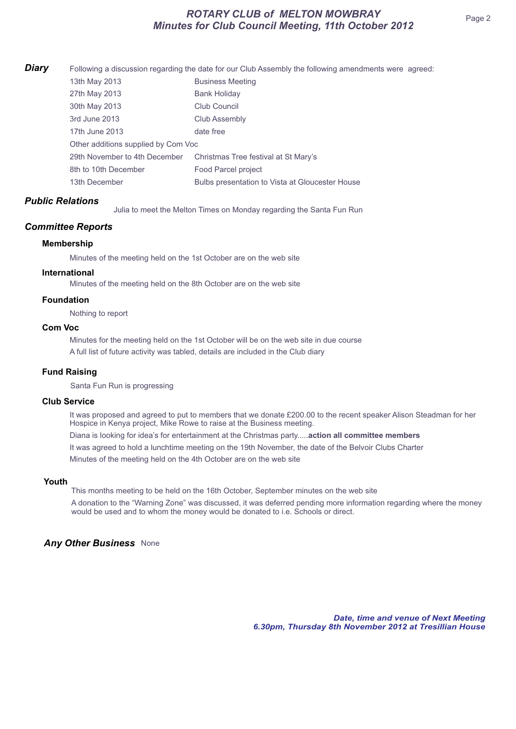***Diary*** Following a discussion regarding the date for our Club Assembly the following amendments were agreed:

| | |
|---|---|
| 13th May 2013 | Business Meeting |
| 27th May 2013 | Bank Holiday |
| 30th May 2013 | Club Council |
| 3rd June 2013 | Club Assembly |
| 17th June 2013 | date free |
| Other additions supplied by Com Voc | |
| 29th November to 4th December | Christmas Tree festival at St Mary's |
| 8th to 10th December | Food Parcel project |
| 13th December | Bulbs presentation to Vista at Gloucester House |

## *Public Relations*

Julia to meet the Melton Times on Monday regarding the Santa Fun Run

## *Committee Reports*

### Membership

Minutes of the meeting held on the 1st October are on the web site

### International

Minutes of the meeting held on the 8th October are on the web site

### Foundation

Nothing to report

### Com Voc

Minutes for the meeting held on the 1st October will be on the web site in due course

A full list of future activity was tabled, details are included in the Club diary

### Fund Raising

Santa Fun Run is progressing

### Club Service

It was proposed and agreed to put to members that we donate £200.00 to the recent speaker Alison Steadman for her Hospice in Kenya project, Mike Rowe to raise at the Business meeting.

Diana is looking for idea's for entertainment at the Christmas party.....**action all committee members**

It was agreed to hold a lunchtime meeting on the 19th November, the date of the Belvoir Clubs Charter

Minutes of the meeting held on the 4th October are on the web site

### Youth

This months meeting to be held on the 16th October, September minutes on the web site

A donation to the "Warning Zone" was discussed, it was deferred pending more information regarding where the money would be used and to whom the money would be donated to i.e. Schools or direct.

***Any Other Business*** None

***Date, time and venue of Next Meeting***
***6.30pm, Thursday 8th November 2012 at Tresillian House***